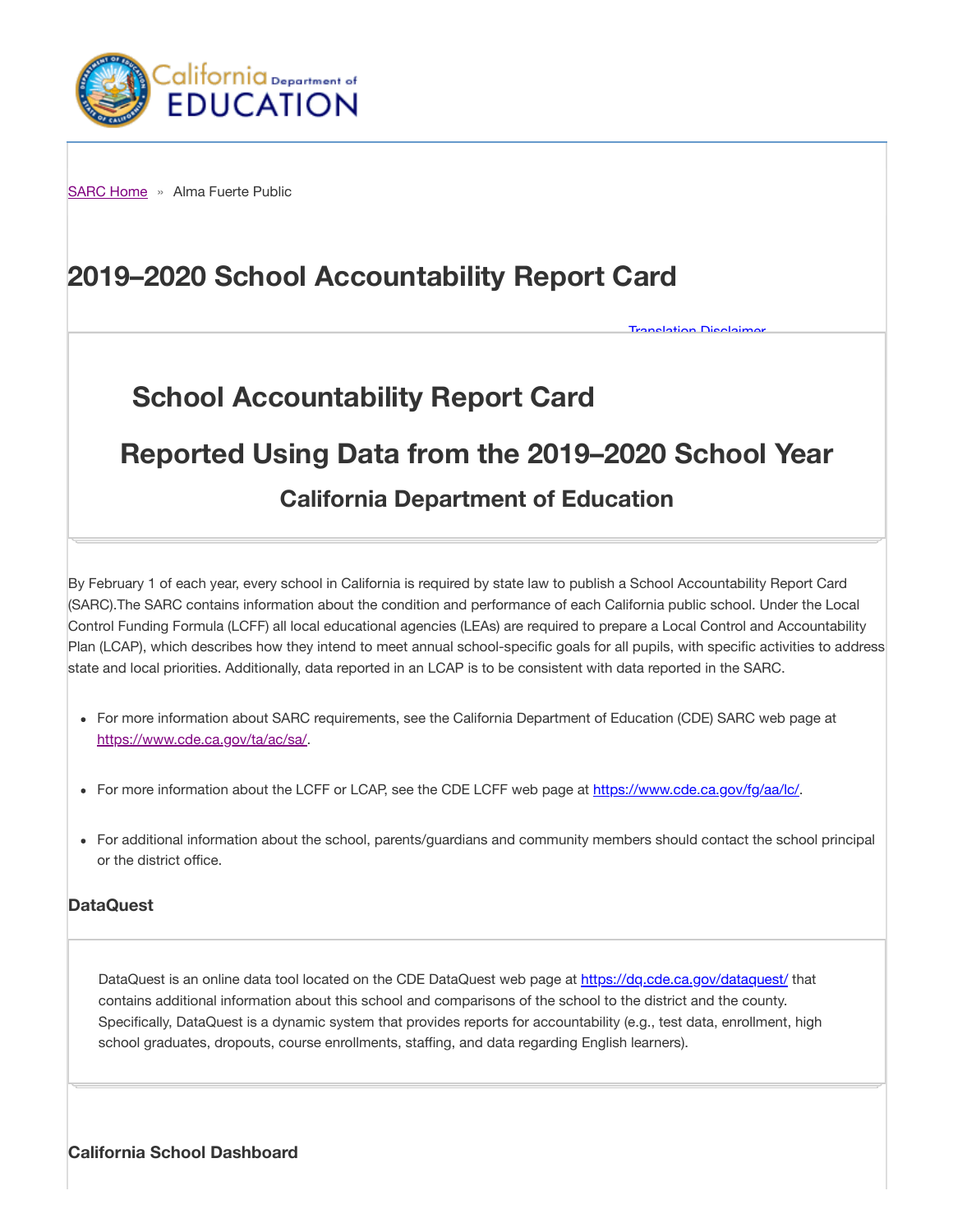SARC Home » Alma Fuerte Public

# 2019–2020 School Accountability Report Card

Translation Disclaimer

## School Accountability Report Card

## Reported Using Data from the 2019–2020 School Year

### California Department of Education

By February 1 of each year, every school in California is required by state law to publish a School Accountability Report Card (SARC).The SARC contains information about the condition and performance of each California public school. Under the Local Control Funding Formula (LCFF) all local educational agencies (LEAs) are required to prepare a Local Control and Accountability Plan (LCAP), which describes how they intend to meet annual school-specific goals for all pupils, with specific activities to address state and local priorities. Additionally, data reported in an LCAP is to be consistent with data reported in the SARC.

- For more information about SARC requirements, see the California Department of Education (CDE) SARC web page at https://www.cde.ca.gov/ta/ac/sa/.
- For more information about the LCFF or LCAP, see the CDE LCFF web page at https://www.cde.ca.gov/fg/aa/lc/.
- For additional information about the school, parents/guardians and community members should contact the school principal or the district office.

### DataQuest

DataQuest is an online data tool located on the CDE DataQuest web page at https://dq.cde.ca.gov/dataquest/ that contains additional information about this school and comparisons of the school to the district and the county. Specifically, DataQuest is a dynamic system that provides reports for accountability (e.g., test data, enrollment, high school graduates, dropouts, course enrollments, staffing, and data regarding English learners).

### California School Dashboard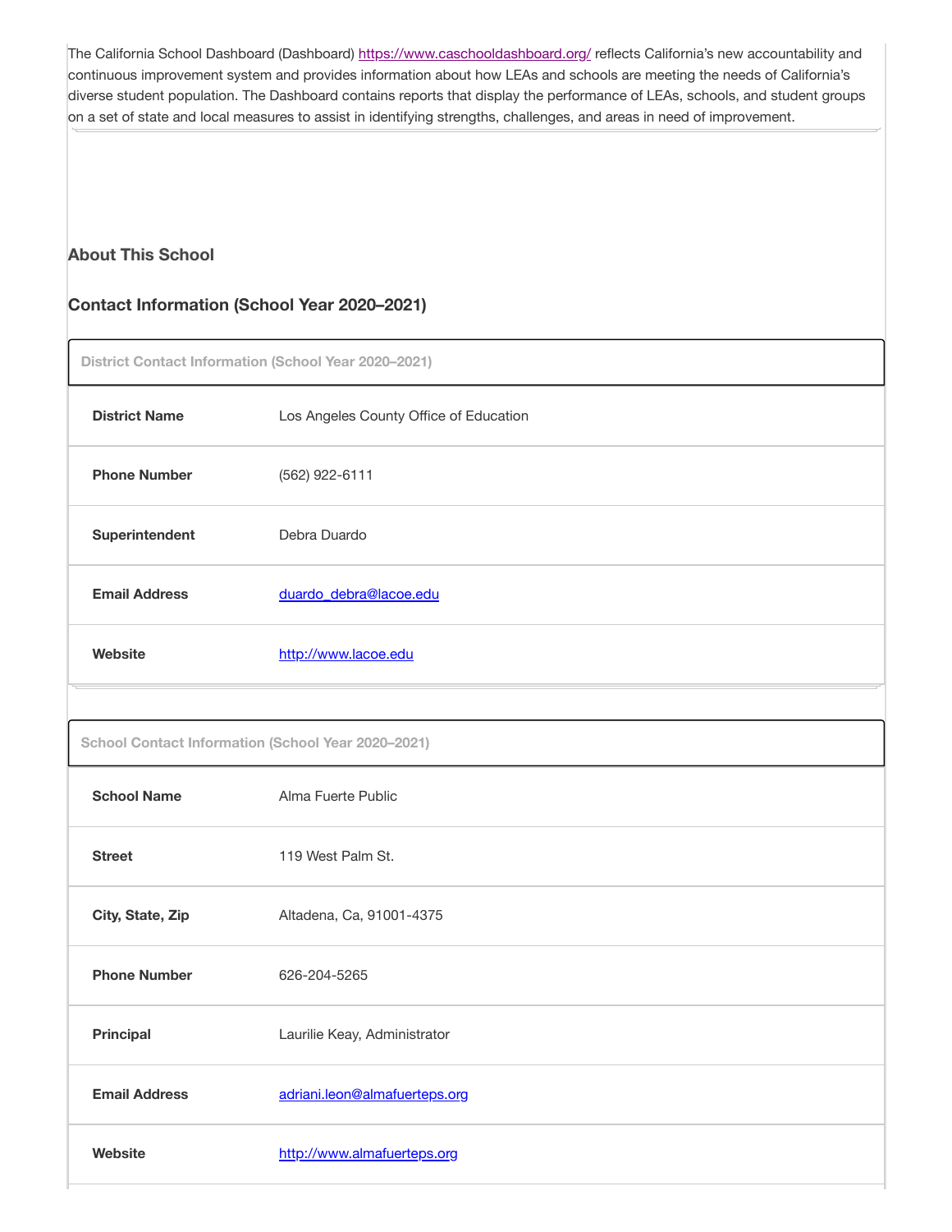The California School Dashboard (Dashboard) [https://www.caschooldashboard.org/](https://www.caschooldashboard.org/) reflects California's new accountability and continuous improvement system and provides information about how LEAs and schools are meeting the needs of California's diverse student population. The Dashboard contains reports that display the performance of LEAs, schools, and student groups on a set of state and local measures to assist in identifying strengths, challenges, and areas in need of improvement.

## About This School

### Contact Information (School Year 2020–2021)

| District Contact Information (School Year 2020–2021) | |
|---|---|
| **District Name** | Los Angeles County Office of Education |
| **Phone Number** | (562) 922-6111 |
| **Superintendent** | Debra Duardo |
| **Email Address** | [duardo_debra@lacoe.edu](mailto:duardo_debra@lacoe.edu) |
| **Website** | [http://www.lacoe.edu](http://www.lacoe.edu) |

| School Contact Information (School Year 2020–2021) | |
|---|---|
| **School Name** | Alma Fuerte Public |
| **Street** | 119 West Palm St. |
| **City, State, Zip** | Altadena, Ca, 91001-4375 |
| **Phone Number** | 626-204-5265 |
| **Principal** | Laurilie Keay, Administrator |
| **Email Address** | [adriani.leon@almafuerteps.org](mailto:adriani.leon@almafuerteps.org) |
| **Website** | [http://www.almafuerteps.org](http://www.almafuerteps.org) |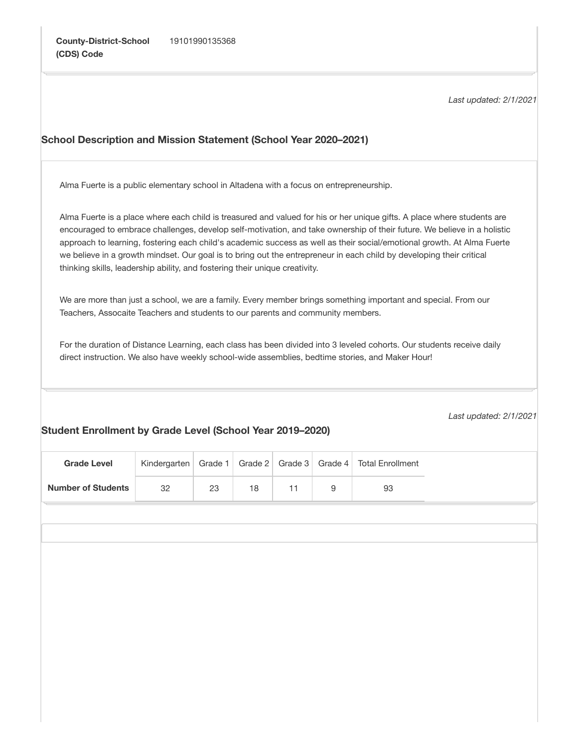| **County-District-School (CDS) Code** | 19101990135368 |
| --- | --- |

*Last updated: 2/1/2021*

## School Description and Mission Statement (School Year 2020–2021)

Alma Fuerte is a public elementary school in Altadena with a focus on entrepreneurship.

Alma Fuerte is a place where each child is treasured and valued for his or her unique gifts. A place where students are encouraged to embrace challenges, develop self-motivation, and take ownership of their future. We believe in a holistic approach to learning, fostering each child's academic success as well as their social/emotional growth. At Alma Fuerte we believe in a growth mindset. Our goal is to bring out the entrepreneur in each child by developing their critical thinking skills, leadership ability, and fostering their unique creativity.

We are more than just a school, we are a family. Every member brings something important and special. From our Teachers, Assocaite Teachers and students to our parents and community members.

For the duration of Distance Learning, each class has been divided into 3 leveled cohorts. Our students receive daily direct instruction. We also have weekly school-wide assemblies, bedtime stories, and Maker Hour!

*Last updated: 2/1/2021*

## Student Enrollment by Grade Level (School Year 2019–2020)

| **Grade Level** | Kindergarten | Grade 1 | Grade 2 | Grade 3 | Grade 4 | Total Enrollment |
| --- | --- | --- | --- | --- | --- | --- |
| **Number of Students** | 32 | 23 | 18 | 11 | 9 | 93 |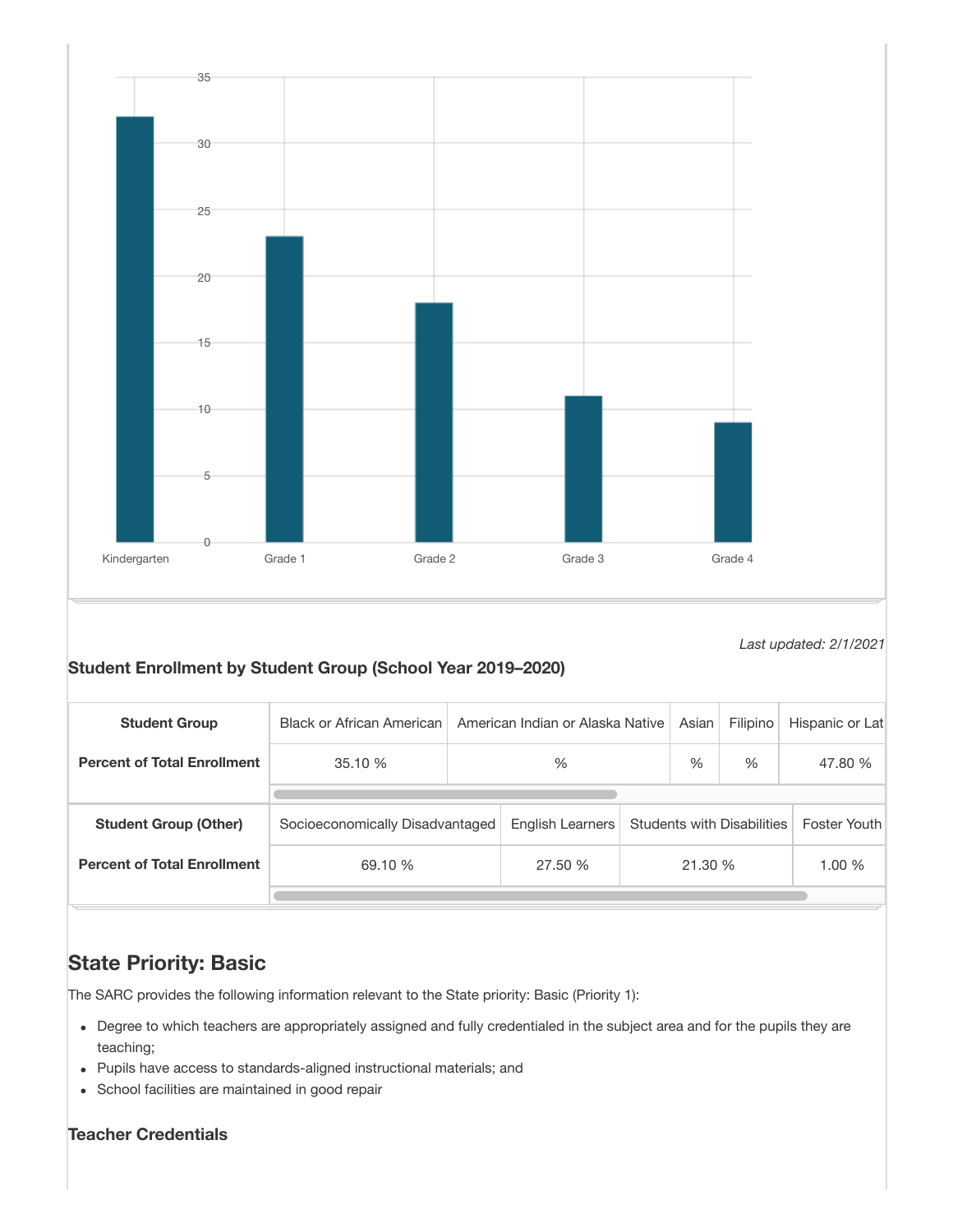| | Kindergarten | Grade 1 | Grade 2 | Grade 3 | Grade 4 |
|---|---|---|---|---|---|
| Enrollment | 32 | 23 | 18 | 11 | 9 |

*Last updated: 2/1/2021*

### Student Enrollment by Student Group (School Year 2019–2020)

| Student Group | Black or African American | American Indian or Alaska Native | Asian | Filipino | Hispanic or Lat |
|---|---|---|---|---|---|
| Percent of Total Enrollment | 35.10 % | % | % | % | 47.80 % |

| Student Group (Other) | Socioeconomically Disadvantaged | English Learners | Students with Disabilities | Foster Youth |
|---|---|---|---|---|
| Percent of Total Enrollment | 69.10 % | 27.50 % | 21.30 % | 1.00 % |

## State Priority: Basic

The SARC provides the following information relevant to the State priority: Basic (Priority 1):

- Degree to which teachers are appropriately assigned and fully credentialed in the subject area and for the pupils they are teaching;
- Pupils have access to standards-aligned instructional materials; and
- School facilities are maintained in good repair

### Teacher Credentials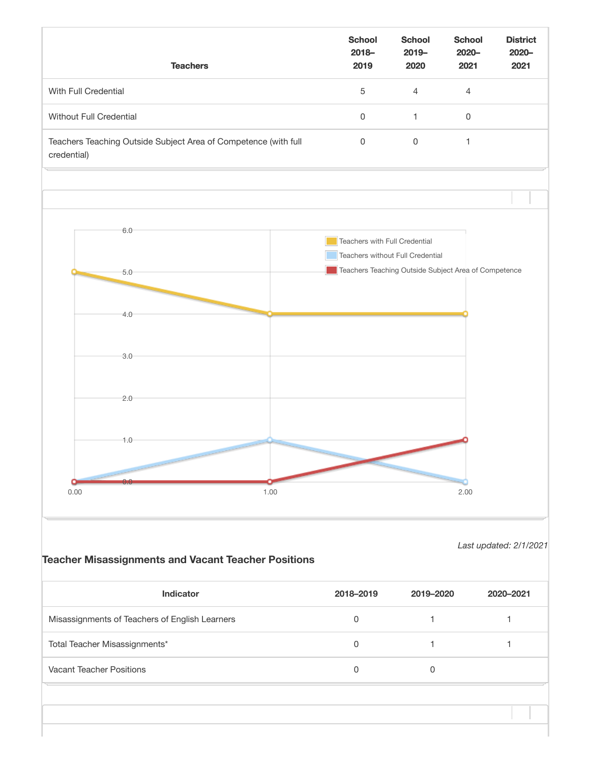| Teachers | School 2018–2019 | School 2019–2020 | School 2020–2021 | District 2020–2021 |
|---|---|---|---|---|
| With Full Credential | 5 | 4 | 4 | |
| Without Full Credential | 0 | 1 | 0 | |
| Teachers Teaching Outside Subject Area of Competence (with full credential) | 0 | 0 | 1 | |

*Last updated: 2/1/2021*

### Teacher Misassignments and Vacant Teacher Positions

| Indicator | 2018–2019 | 2019–2020 | 2020–2021 |
|---|---|---|---|
| Misassignments of Teachers of English Learners | 0 | 1 | 1 |
| Total Teacher Misassignments* | 0 | 1 | 1 |
| Vacant Teacher Positions | 0 | 0 | |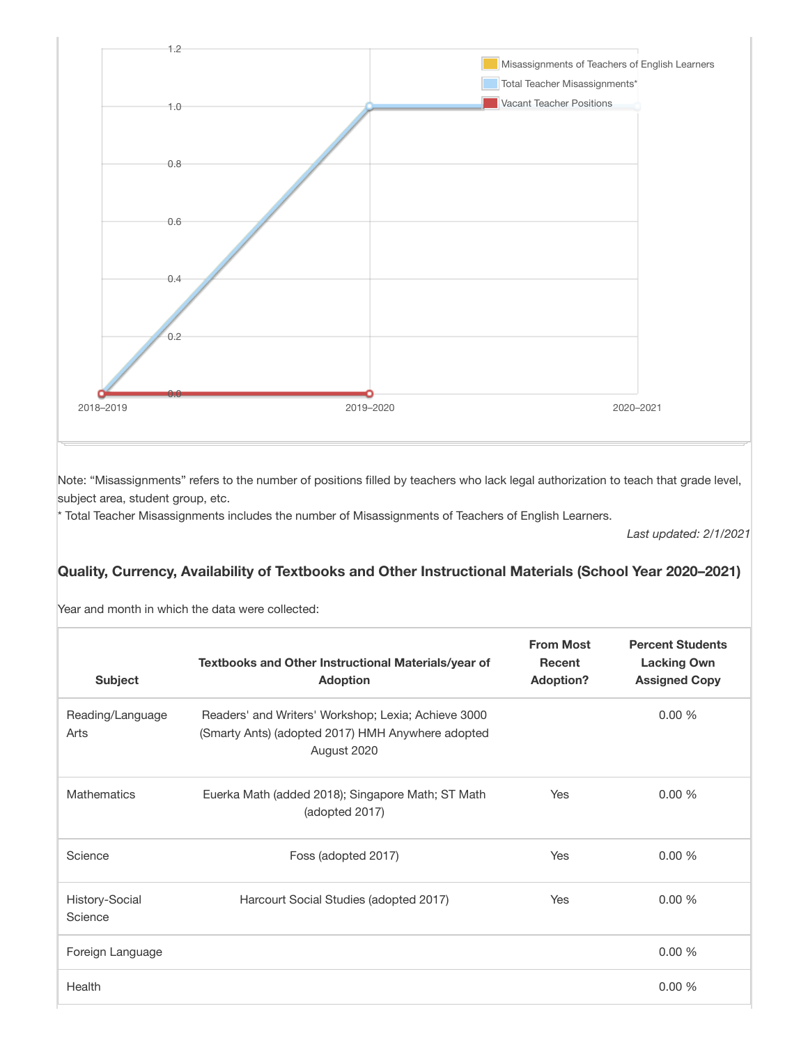Note: “Misassignments” refers to the number of positions filled by teachers who lack legal authorization to teach that grade level, subject area, student group, etc.

* Total Teacher Misassignments includes the number of Misassignments of Teachers of English Learners.

*Last updated: 2/1/2021*

### Quality, Currency, Availability of Textbooks and Other Instructional Materials (School Year 2020–2021)

Year and month in which the data were collected:

| Subject | Textbooks and Other Instructional Materials/year of Adoption | From Most Recent Adoption? | Percent Students Lacking Own Assigned Copy |
|---|---|---|---|
| Reading/Language Arts | Readers' and Writers' Workshop; Lexia; Achieve 3000 (Smarty Ants) (adopted 2017) HMH Anywhere adopted August 2020 | | 0.00 % |
| Mathematics | Euerka Math (added 2018); Singapore Math; ST Math (adopted 2017) | Yes | 0.00 % |
| Science | Foss (adopted 2017) | Yes | 0.00 % |
| History-Social Science | Harcourt Social Studies (adopted 2017) | Yes | 0.00 % |
| Foreign Language | | | 0.00 % |
| Health | | | 0.00 % |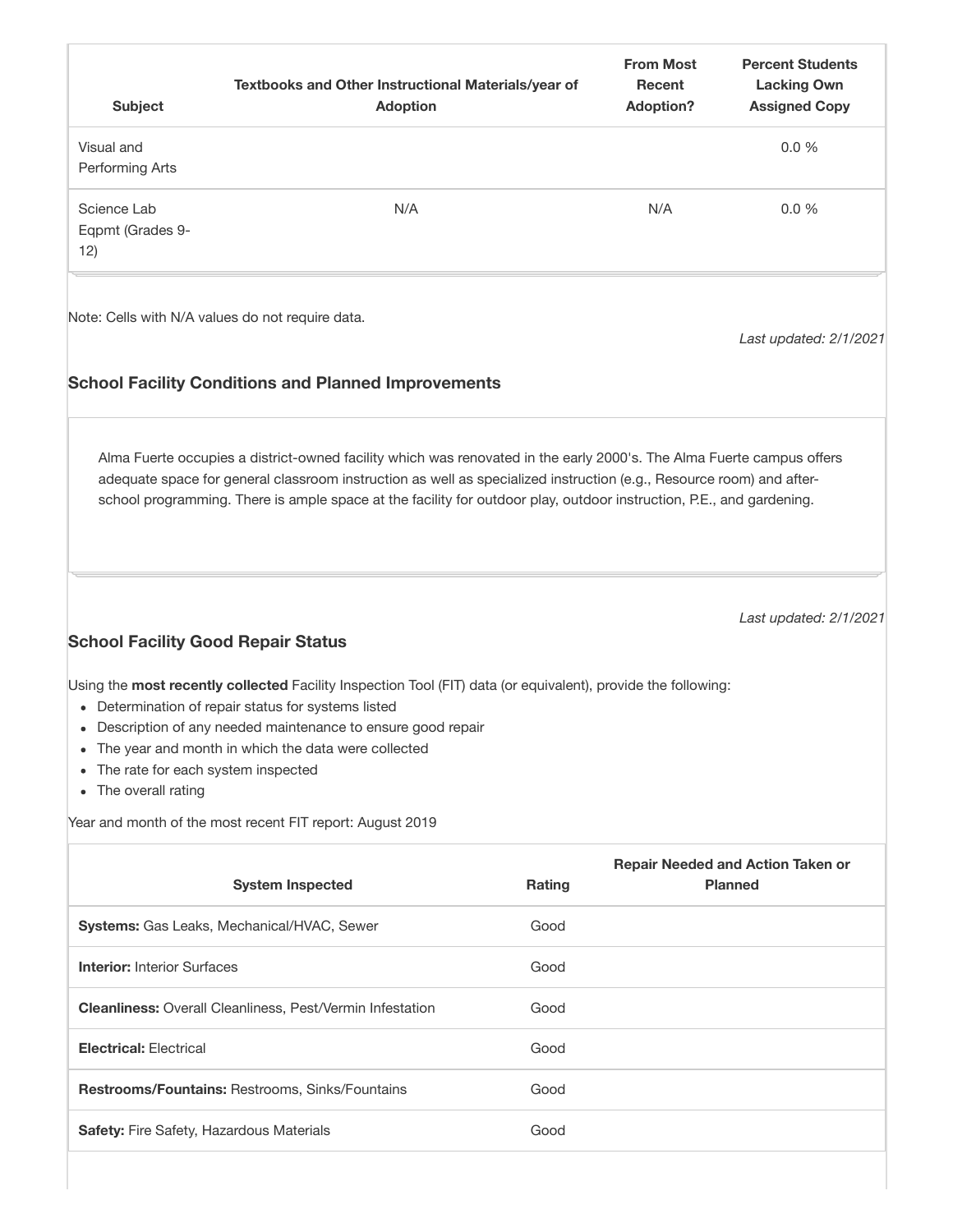| Subject | Textbooks and Other Instructional Materials/year of Adoption | From Most Recent Adoption? | Percent Students Lacking Own Assigned Copy |
| --- | --- | --- | --- |
| Visual and Performing Arts | | | 0.0 % |
| Science Lab Eqpmt (Grades 9-12) | N/A | N/A | 0.0 % |

Note: Cells with N/A values do not require data.

*Last updated: 2/1/2021*

### School Facility Conditions and Planned Improvements

Alma Fuerte occupies a district-owned facility which was renovated in the early 2000's. The Alma Fuerte campus offers adequate space for general classroom instruction as well as specialized instruction (e.g., Resource room) and after-school programming. There is ample space at the facility for outdoor play, outdoor instruction, P.E., and gardening.

*Last updated: 2/1/2021*

### School Facility Good Repair Status

Using the **most recently collected** Facility Inspection Tool (FIT) data (or equivalent), provide the following:

- Determination of repair status for systems listed
- Description of any needed maintenance to ensure good repair
- The year and month in which the data were collected
- The rate for each system inspected
- The overall rating

Year and month of the most recent FIT report: August 2019

| System Inspected | Rating | Repair Needed and Action Taken or Planned |
| --- | --- | --- |
| **Systems:** Gas Leaks, Mechanical/HVAC, Sewer | Good | |
| **Interior:** Interior Surfaces | Good | |
| **Cleanliness:** Overall Cleanliness, Pest/Vermin Infestation | Good | |
| **Electrical:** Electrical | Good | |
| **Restrooms/Fountains:** Restrooms, Sinks/Fountains | Good | |
| **Safety:** Fire Safety, Hazardous Materials | Good | |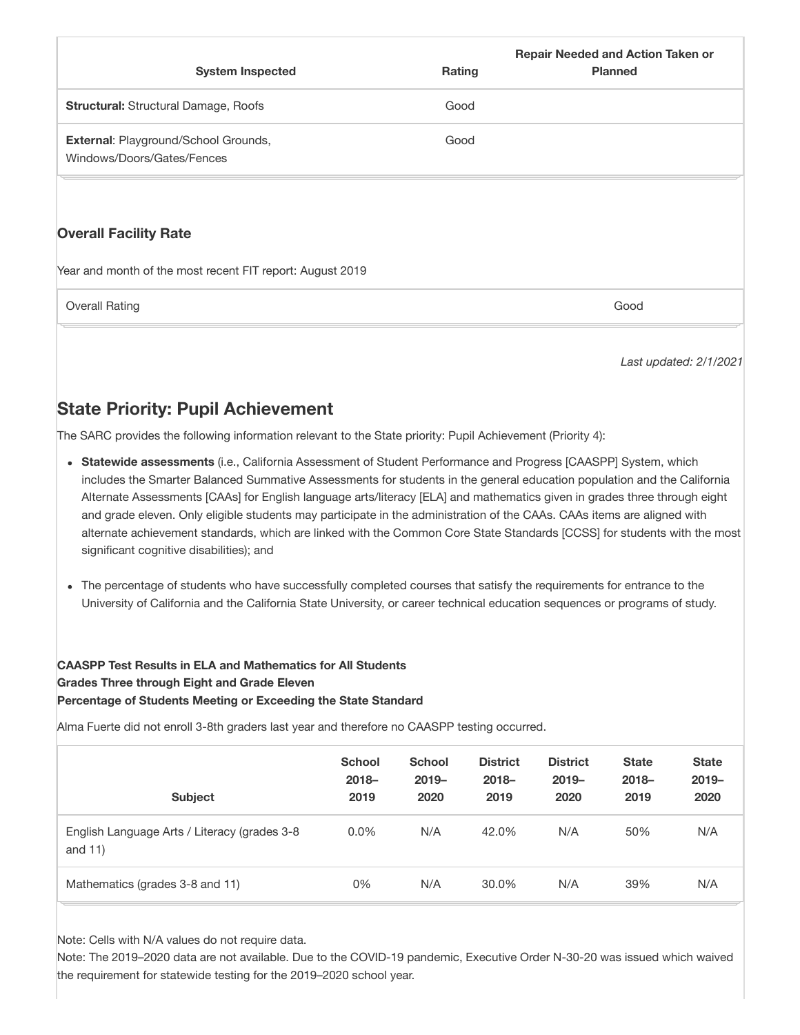| System Inspected | Rating | Repair Needed and Action Taken or Planned |
| --- | --- | --- |
| **Structural:** Structural Damage, Roofs | Good | |
| **External**: Playground/School Grounds, Windows/Doors/Gates/Fences | Good | |

### Overall Facility Rate

Year and month of the most recent FIT report: August 2019

| Overall Rating | Good |
| --- | --- |

*Last updated: 2/1/2021*

## State Priority: Pupil Achievement

The SARC provides the following information relevant to the State priority: Pupil Achievement (Priority 4):

- **Statewide assessments** (i.e., California Assessment of Student Performance and Progress [CAASPP] System, which includes the Smarter Balanced Summative Assessments for students in the general education population and the California Alternate Assessments [CAAs] for English language arts/literacy [ELA] and mathematics given in grades three through eight and grade eleven. Only eligible students may participate in the administration of the CAAs. CAAs items are aligned with alternate achievement standards, which are linked with the Common Core State Standards [CCSS] for students with the most significant cognitive disabilities); and
- The percentage of students who have successfully completed courses that satisfy the requirements for entrance to the University of California and the California State University, or career technical education sequences or programs of study.

**CAASPP Test Results in ELA and Mathematics for All Students**
**Grades Three through Eight and Grade Eleven**
**Percentage of Students Meeting or Exceeding the State Standard**

Alma Fuerte did not enroll 3-8th graders last year and therefore no CAASPP testing occurred.

| Subject | School 2018–2019 | School 2019–2020 | District 2018–2019 | District 2019–2020 | State 2018–2019 | State 2019–2020 |
| --- | --- | --- | --- | --- | --- | --- |
| English Language Arts / Literacy (grades 3-8 and 11) | 0.0% | N/A | 42.0% | N/A | 50% | N/A |
| Mathematics (grades 3-8 and 11) | 0% | N/A | 30.0% | N/A | 39% | N/A |

Note: Cells with N/A values do not require data.
Note: The 2019–2020 data are not available. Due to the COVID-19 pandemic, Executive Order N-30-20 was issued which waived the requirement for statewide testing for the 2019–2020 school year.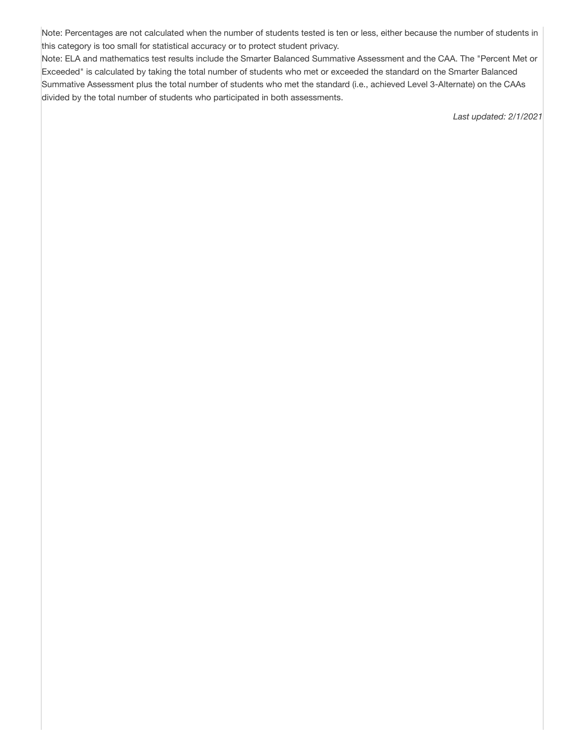Note: Percentages are not calculated when the number of students tested is ten or less, either because the number of students in this category is too small for statistical accuracy or to protect student privacy.

Note: ELA and mathematics test results include the Smarter Balanced Summative Assessment and the CAA. The "Percent Met or Exceeded" is calculated by taking the total number of students who met or exceeded the standard on the Smarter Balanced Summative Assessment plus the total number of students who met the standard (i.e., achieved Level 3-Alternate) on the CAAs divided by the total number of students who participated in both assessments.

*Last updated: 2/1/2021*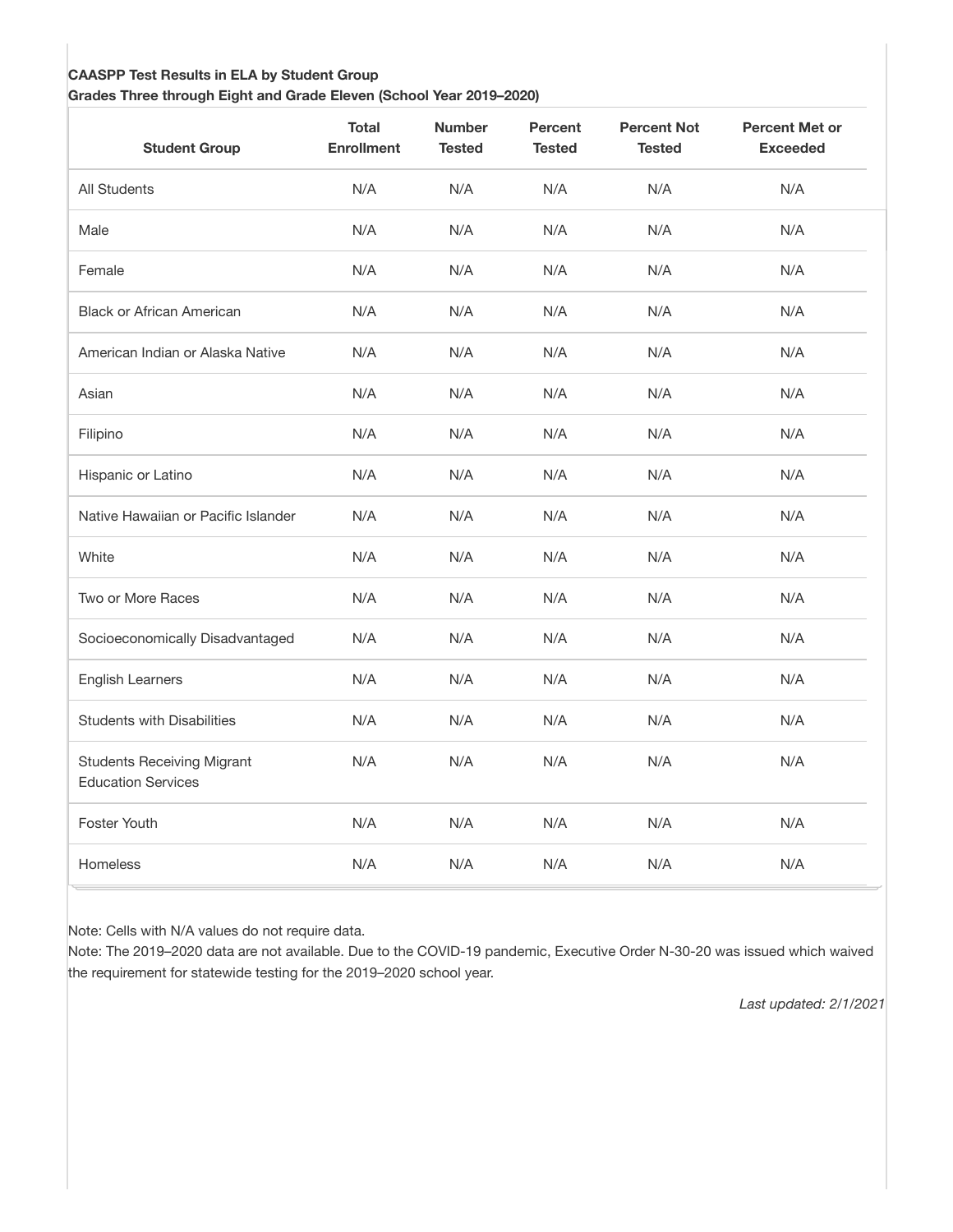**CAASPP Test Results in ELA by Student Group**
**Grades Three through Eight and Grade Eleven (School Year 2019–2020)**

| Student Group | Total Enrollment | Number Tested | Percent Tested | Percent Not Tested | Percent Met or Exceeded |
|---|---|---|---|---|---|
| All Students | N/A | N/A | N/A | N/A | N/A |
| Male | N/A | N/A | N/A | N/A | N/A |
| Female | N/A | N/A | N/A | N/A | N/A |
| Black or African American | N/A | N/A | N/A | N/A | N/A |
| American Indian or Alaska Native | N/A | N/A | N/A | N/A | N/A |
| Asian | N/A | N/A | N/A | N/A | N/A |
| Filipino | N/A | N/A | N/A | N/A | N/A |
| Hispanic or Latino | N/A | N/A | N/A | N/A | N/A |
| Native Hawaiian or Pacific Islander | N/A | N/A | N/A | N/A | N/A |
| White | N/A | N/A | N/A | N/A | N/A |
| Two or More Races | N/A | N/A | N/A | N/A | N/A |
| Socioeconomically Disadvantaged | N/A | N/A | N/A | N/A | N/A |
| English Learners | N/A | N/A | N/A | N/A | N/A |
| Students with Disabilities | N/A | N/A | N/A | N/A | N/A |
| Students Receiving Migrant Education Services | N/A | N/A | N/A | N/A | N/A |
| Foster Youth | N/A | N/A | N/A | N/A | N/A |
| Homeless | N/A | N/A | N/A | N/A | N/A |

Note: Cells with N/A values do not require data.
Note: The 2019–2020 data are not available. Due to the COVID-19 pandemic, Executive Order N-30-20 was issued which waived the requirement for statewide testing for the 2019–2020 school year.

*Last updated: 2/1/2021*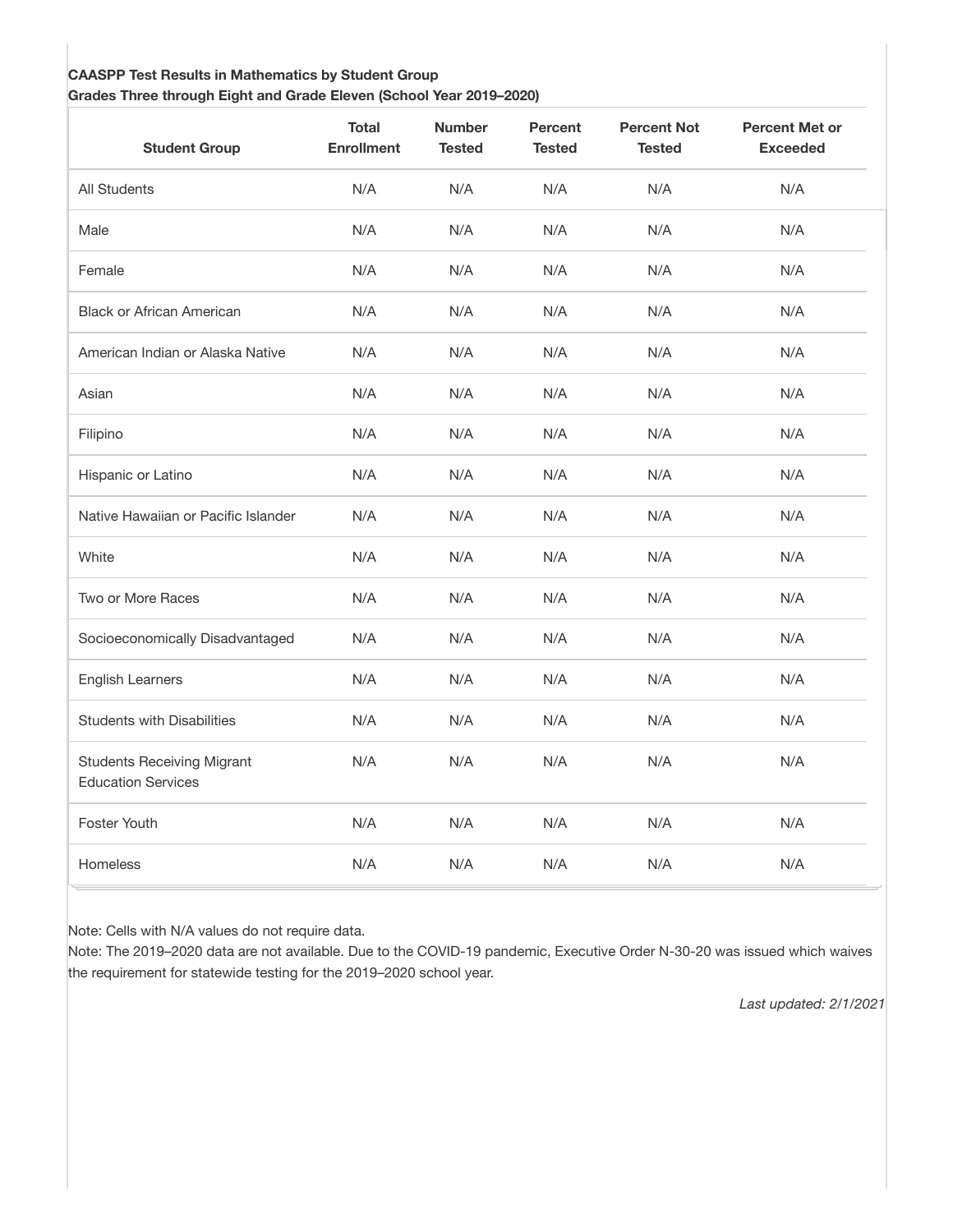**CAASPP Test Results in Mathematics by Student Group**
**Grades Three through Eight and Grade Eleven (School Year 2019–2020)**

| Student Group | Total Enrollment | Number Tested | Percent Tested | Percent Not Tested | Percent Met or Exceeded |
|---|---|---|---|---|---|
| All Students | N/A | N/A | N/A | N/A | N/A |
| Male | N/A | N/A | N/A | N/A | N/A |
| Female | N/A | N/A | N/A | N/A | N/A |
| Black or African American | N/A | N/A | N/A | N/A | N/A |
| American Indian or Alaska Native | N/A | N/A | N/A | N/A | N/A |
| Asian | N/A | N/A | N/A | N/A | N/A |
| Filipino | N/A | N/A | N/A | N/A | N/A |
| Hispanic or Latino | N/A | N/A | N/A | N/A | N/A |
| Native Hawaiian or Pacific Islander | N/A | N/A | N/A | N/A | N/A |
| White | N/A | N/A | N/A | N/A | N/A |
| Two or More Races | N/A | N/A | N/A | N/A | N/A |
| Socioeconomically Disadvantaged | N/A | N/A | N/A | N/A | N/A |
| English Learners | N/A | N/A | N/A | N/A | N/A |
| Students with Disabilities | N/A | N/A | N/A | N/A | N/A |
| Students Receiving Migrant Education Services | N/A | N/A | N/A | N/A | N/A |
| Foster Youth | N/A | N/A | N/A | N/A | N/A |
| Homeless | N/A | N/A | N/A | N/A | N/A |

Note: Cells with N/A values do not require data.
Note: The 2019–2020 data are not available. Due to the COVID-19 pandemic, Executive Order N-30-20 was issued which waives the requirement for statewide testing for the 2019–2020 school year.

*Last updated: 2/1/2021*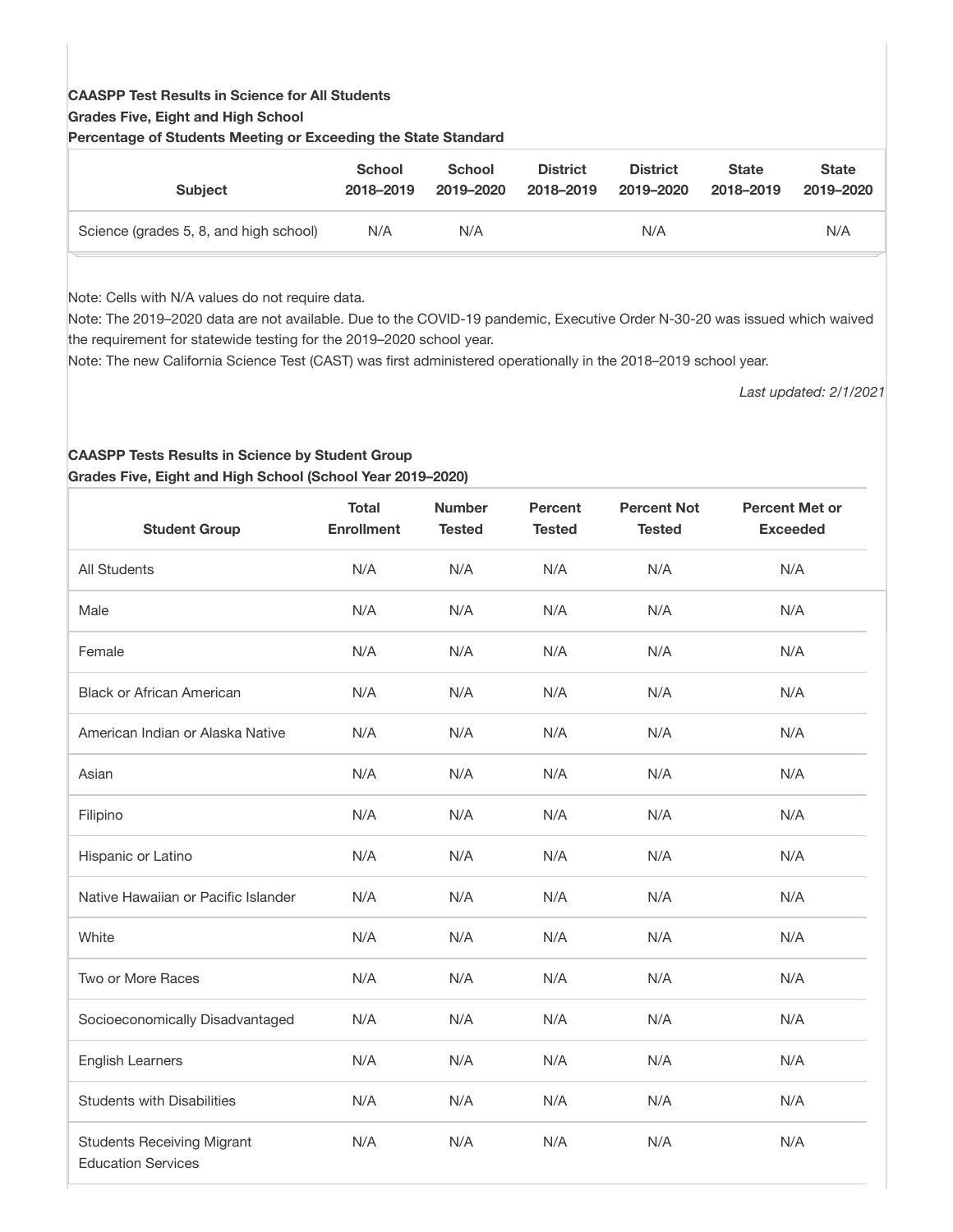**CAASPP Test Results in Science for All Students**
**Grades Five, Eight and High School**
**Percentage of Students Meeting or Exceeding the State Standard**

| Subject | School 2018–2019 | School 2019–2020 | District 2018–2019 | District 2019–2020 | State 2018–2019 | State 2019–2020 |
|---|---|---|---|---|---|---|
| Science (grades 5, 8, and high school) | N/A | N/A | | N/A | | N/A |

Note: Cells with N/A values do not require data.
Note: The 2019–2020 data are not available. Due to the COVID-19 pandemic, Executive Order N-30-20 was issued which waived the requirement for statewide testing for the 2019–2020 school year.
Note: The new California Science Test (CAST) was first administered operationally in the 2018–2019 school year.

*Last updated: 2/1/2021*

**CAASPP Tests Results in Science by Student Group**
**Grades Five, Eight and High School (School Year 2019–2020)**

| Student Group | Total Enrollment | Number Tested | Percent Tested | Percent Not Tested | Percent Met or Exceeded |
|---|---|---|---|---|---|
| All Students | N/A | N/A | N/A | N/A | N/A |
| Male | N/A | N/A | N/A | N/A | N/A |
| Female | N/A | N/A | N/A | N/A | N/A |
| Black or African American | N/A | N/A | N/A | N/A | N/A |
| American Indian or Alaska Native | N/A | N/A | N/A | N/A | N/A |
| Asian | N/A | N/A | N/A | N/A | N/A |
| Filipino | N/A | N/A | N/A | N/A | N/A |
| Hispanic or Latino | N/A | N/A | N/A | N/A | N/A |
| Native Hawaiian or Pacific Islander | N/A | N/A | N/A | N/A | N/A |
| White | N/A | N/A | N/A | N/A | N/A |
| Two or More Races | N/A | N/A | N/A | N/A | N/A |
| Socioeconomically Disadvantaged | N/A | N/A | N/A | N/A | N/A |
| English Learners | N/A | N/A | N/A | N/A | N/A |
| Students with Disabilities | N/A | N/A | N/A | N/A | N/A |
| Students Receiving Migrant Education Services | N/A | N/A | N/A | N/A | N/A |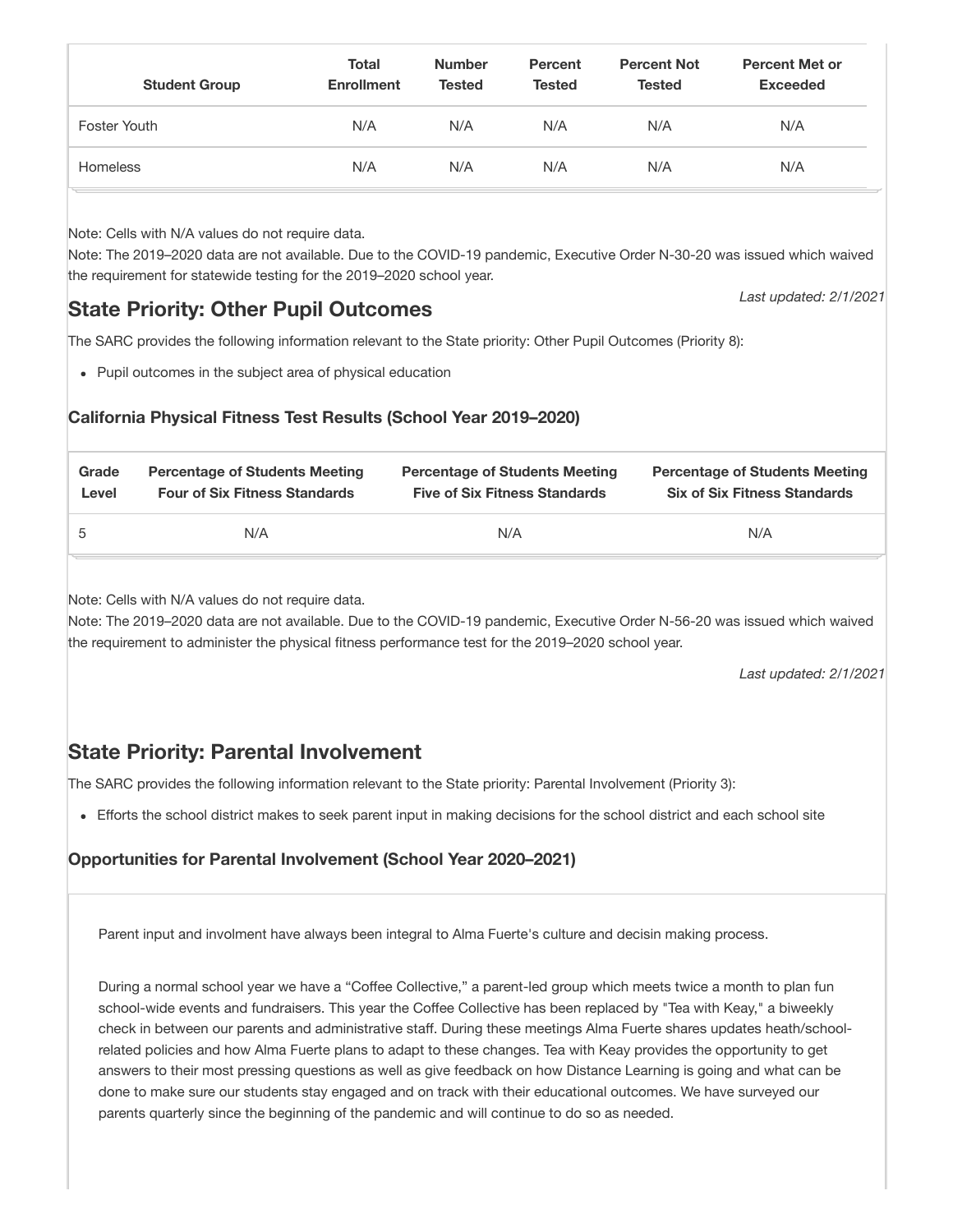| Student Group | Total Enrollment | Number Tested | Percent Tested | Percent Not Tested | Percent Met or Exceeded |
|---|---|---|---|---|---|
| Foster Youth | N/A | N/A | N/A | N/A | N/A |
| Homeless | N/A | N/A | N/A | N/A | N/A |

Note: Cells with N/A values do not require data.
Note: The 2019–2020 data are not available. Due to the COVID-19 pandemic, Executive Order N-30-20 was issued which waived the requirement for statewide testing for the 2019–2020 school year.

*Last updated: 2/1/2021*

## State Priority: Other Pupil Outcomes

The SARC provides the following information relevant to the State priority: Other Pupil Outcomes (Priority 8):

- Pupil outcomes in the subject area of physical education

### California Physical Fitness Test Results (School Year 2019–2020)

| Grade Level | Percentage of Students Meeting Four of Six Fitness Standards | Percentage of Students Meeting Five of Six Fitness Standards | Percentage of Students Meeting Six of Six Fitness Standards |
|---|---|---|---|
| 5 | N/A | N/A | N/A |

Note: Cells with N/A values do not require data.
Note: The 2019–2020 data are not available. Due to the COVID-19 pandemic, Executive Order N-56-20 was issued which waived the requirement to administer the physical fitness performance test for the 2019–2020 school year.

*Last updated: 2/1/2021*

## State Priority: Parental Involvement

The SARC provides the following information relevant to the State priority: Parental Involvement (Priority 3):

- Efforts the school district makes to seek parent input in making decisions for the school district and each school site

### Opportunities for Parental Involvement (School Year 2020–2021)

Parent input and involment have always been integral to Alma Fuerte's culture and decisin making process.

During a normal school year we have a "Coffee Collective," a parent-led group which meets twice a month to plan fun school-wide events and fundraisers. This year the Coffee Collective has been replaced by "Tea with Keay," a biweekly check in between our parents and administrative staff. During these meetings Alma Fuerte shares updates heath/school-related policies and how Alma Fuerte plans to adapt to these changes. Tea with Keay provides the opportunity to get answers to their most pressing questions as well as give feedback on how Distance Learning is going and what can be done to make sure our students stay engaged and on track with their educational outcomes. We have surveyed our parents quarterly since the beginning of the pandemic and will continue to do so as needed.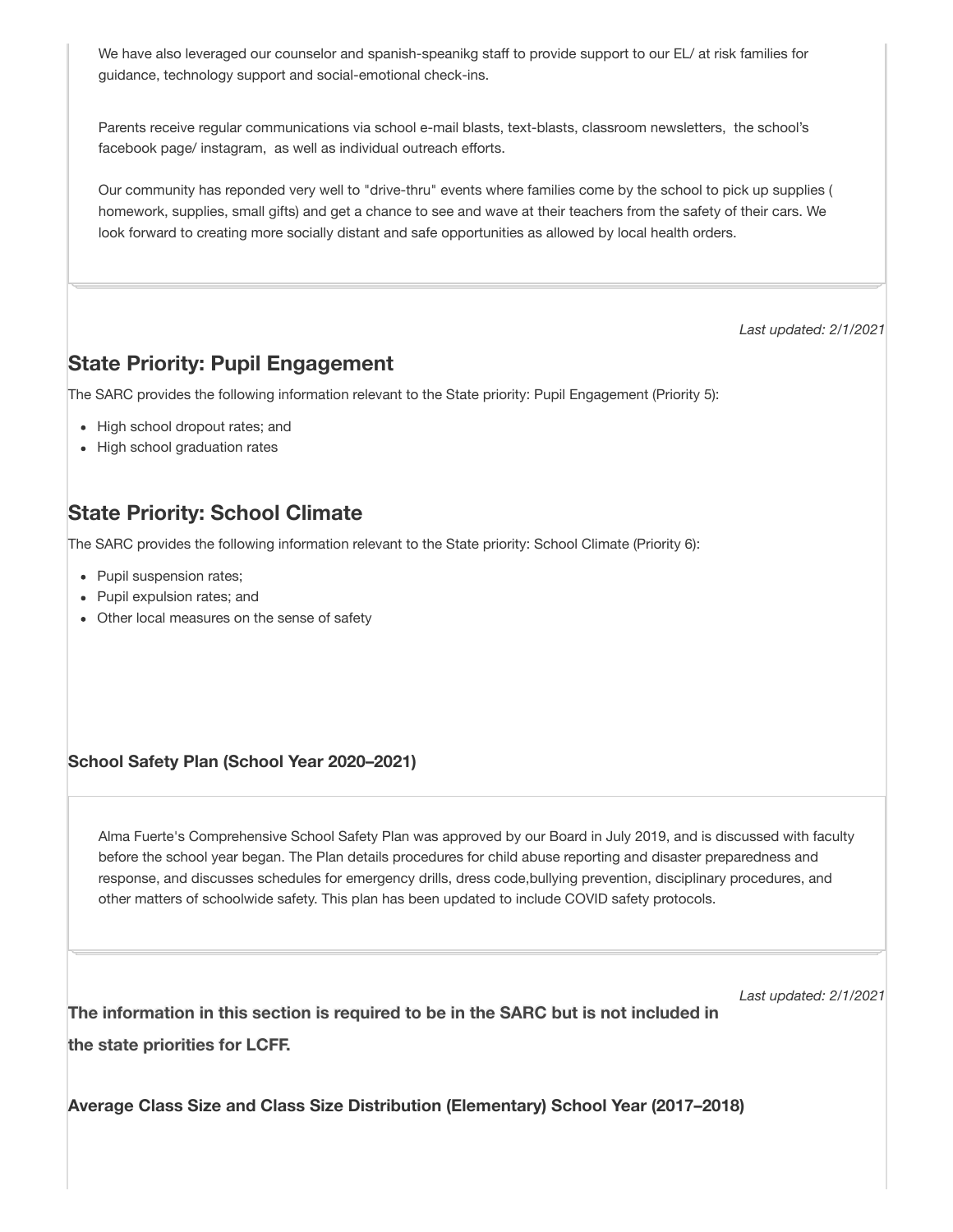We have also leveraged our counselor and spanish-speanikg staff to provide support to our EL/ at risk families for guidance, technology support and social-emotional check-ins.

Parents receive regular communications via school e-mail blasts, text-blasts, classroom newsletters, the school's facebook page/ instagram, as well as individual outreach efforts.

Our community has reponded very well to "drive-thru" events where families come by the school to pick up supplies ( homework, supplies, small gifts) and get a chance to see and wave at their teachers from the safety of their cars. We look forward to creating more socially distant and safe opportunities as allowed by local health orders.

*Last updated: 2/1/2021*

## State Priority: Pupil Engagement

The SARC provides the following information relevant to the State priority: Pupil Engagement (Priority 5):

- High school dropout rates; and
- High school graduation rates

## State Priority: School Climate

The SARC provides the following information relevant to the State priority: School Climate (Priority 6):

- Pupil suspension rates;
- Pupil expulsion rates; and
- Other local measures on the sense of safety

**School Safety Plan (School Year 2020–2021)**

Alma Fuerte's Comprehensive School Safety Plan was approved by our Board in July 2019, and is discussed with faculty before the school year began. The Plan details procedures for child abuse reporting and disaster preparedness and response, and discusses schedules for emergency drills, dress code,bullying prevention, disciplinary procedures, and other matters of schoolwide safety. This plan has been updated to include COVID safety protocols.

*Last updated: 2/1/2021*

**The information in this section is required to be in the SARC but is not included in the state priorities for LCFF.**

**Average Class Size and Class Size Distribution (Elementary) School Year (2017–2018)**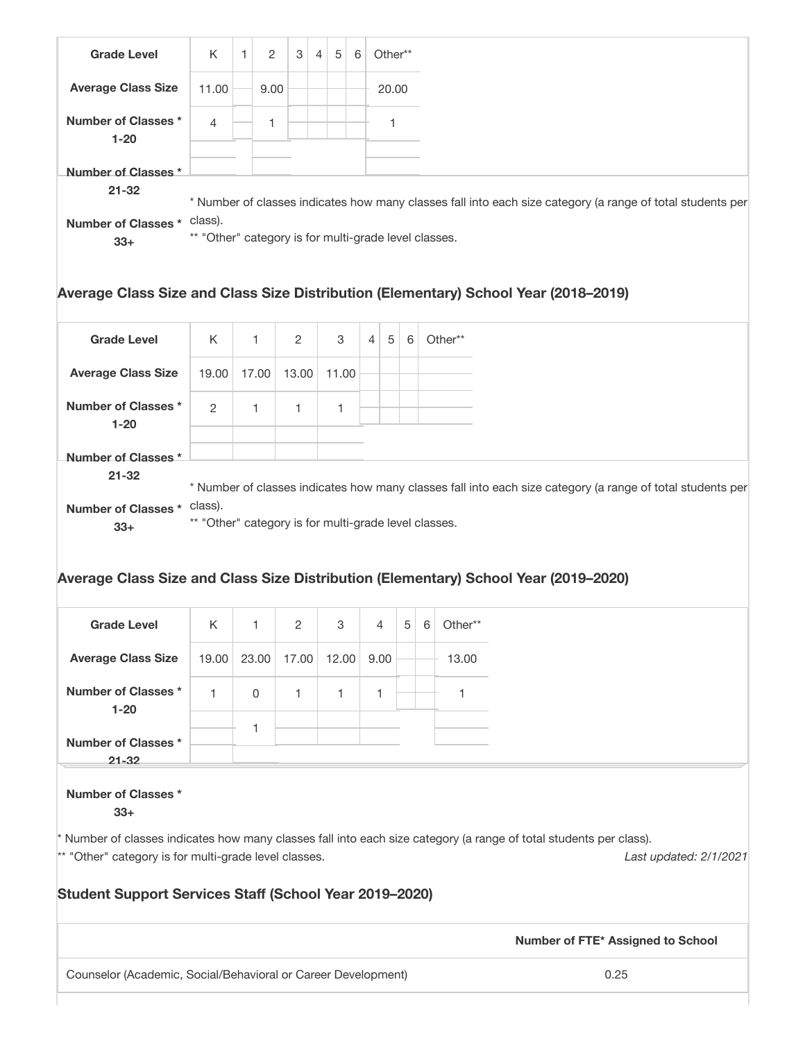| Grade Level | K | 1 | 2 | 3 | 4 | 5 | 6 | Other** |
|---|---|---|---|---|---|---|---|---|
| Average Class Size | 11.00 | | 9.00 | | | | | 20.00 |
| Number of Classes * 1-20 | 4 | | 1 | | | | | 1 |
| Number of Classes * 21-32 | | | | | | | | |
| Number of Classes * 33+ | | | | | | | | |

\* Number of classes indicates how many classes fall into each size category (a range of total students per class).
** "Other" category is for multi-grade level classes.

### Average Class Size and Class Size Distribution (Elementary) School Year (2018–2019)

| Grade Level | K | 1 | 2 | 3 | 4 | 5 | 6 | Other** |
|---|---|---|---|---|---|---|---|---|
| Average Class Size | 19.00 | 17.00 | 13.00 | 11.00 | | | | |
| Number of Classes * 1-20 | 2 | 1 | 1 | 1 | | | | |
| Number of Classes * 21-32 | | | | | | | | |
| Number of Classes * 33+ | | | | | | | | |

\* Number of classes indicates how many classes fall into each size category (a range of total students per class).
** "Other" category is for multi-grade level classes.

### Average Class Size and Class Size Distribution (Elementary) School Year (2019–2020)

| Grade Level | K | 1 | 2 | 3 | 4 | 5 | 6 | Other** |
|---|---|---|---|---|---|---|---|---|
| Average Class Size | 19.00 | 23.00 | 17.00 | 12.00 | 9.00 | | | 13.00 |
| Number of Classes * 1-20 | 1 | 0 | 1 | 1 | 1 | | | 1 |
| Number of Classes * 21-32 | | 1 | | | | | | |
| Number of Classes * 33+ | | | | | | | | |

\* Number of classes indicates how many classes fall into each size category (a range of total students per class).
** "Other" category is for multi-grade level classes.

*Last updated: 2/1/2021*

### Student Support Services Staff (School Year 2019–2020)

| | Number of FTE* Assigned to School |
|---|---|
| Counselor (Academic, Social/Behavioral or Career Development) | 0.25 |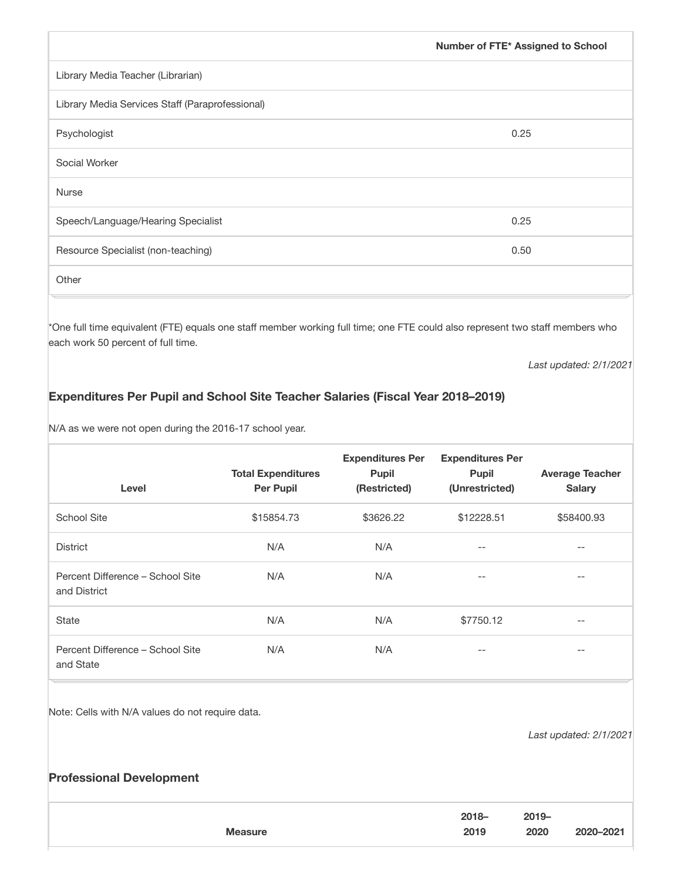| | Number of FTE* Assigned to School |
|---|---|
| Library Media Teacher (Librarian) | |
| Library Media Services Staff (Paraprofessional) | |
| Psychologist | 0.25 |
| Social Worker | |
| Nurse | |
| Speech/Language/Hearing Specialist | 0.25 |
| Resource Specialist (non-teaching) | 0.50 |
| Other | |

*One full time equivalent (FTE) equals one staff member working full time; one FTE could also represent two staff members who each work 50 percent of full time.

*Last updated: 2/1/2021*

### Expenditures Per Pupil and School Site Teacher Salaries (Fiscal Year 2018–2019)

N/A as we were not open during the 2016-17 school year.

| Level | Total Expenditures Per Pupil | Expenditures Per Pupil (Restricted) | Expenditures Per Pupil (Unrestricted) | Average Teacher Salary |
|---|---|---|---|---|
| School Site | $15854.73 | $3626.22 | $12228.51 | $58400.93 |
| District | N/A | N/A | -- | -- |
| Percent Difference – School Site and District | N/A | N/A | -- | -- |
| State | N/A | N/A | $7750.12 | -- |
| Percent Difference – School Site and State | N/A | N/A | -- | -- |

Note: Cells with N/A values do not require data.

*Last updated: 2/1/2021*

### Professional Development

| Measure | 2018–2019 | 2019–2020 | 2020–2021 |
|---|---|---|---|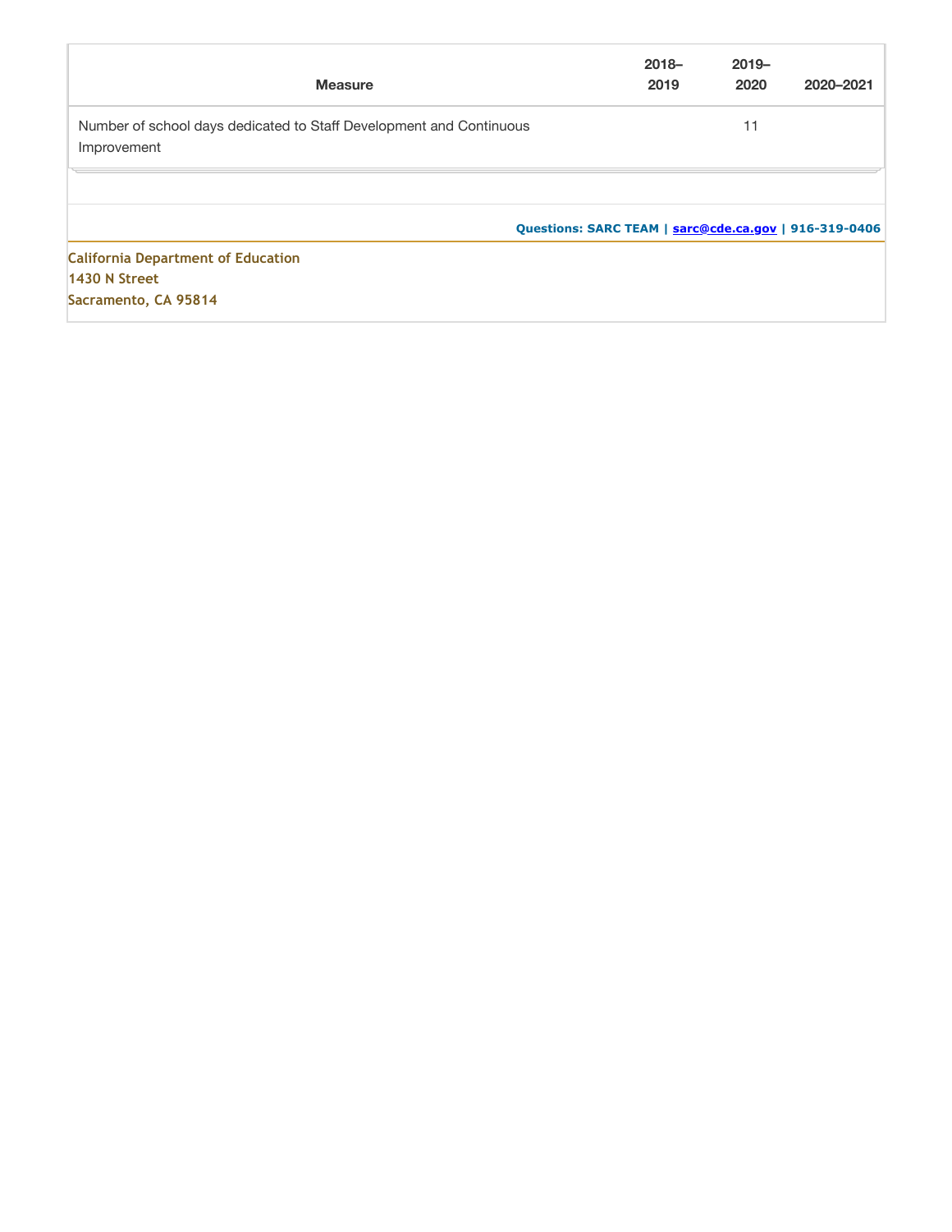| Measure | 2018–2019 | 2019–2020 | 2020–2021 |
|---|---|---|---|
| Number of school days dedicated to Staff Development and Continuous Improvement | | 11 | |

**Questions: SARC TEAM | sarc@cde.ca.gov | 916-319-0406**

**California Department of Education**
**1430 N Street**
**Sacramento, CA 95814**